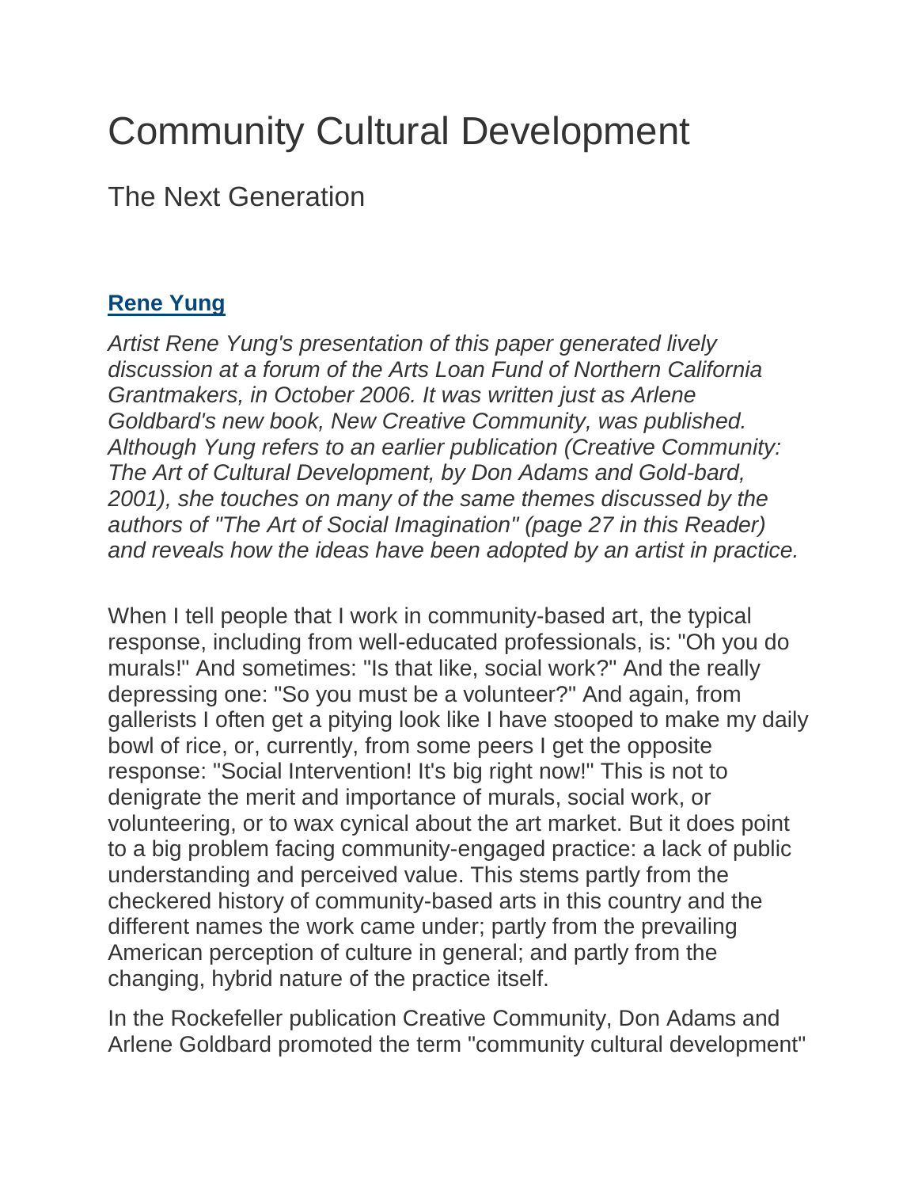# Community Cultural Development

## The Next Generation

**Rene Yung**

*Artist Rene Yung's presentation of this paper generated lively discussion at a forum of the Arts Loan Fund of Northern California Grantmakers, in October 2006. It was written just as Arlene Goldbard's new book, New Creative Community, was published. Although Yung refers to an earlier publication (Creative Community: The Art of Cultural Development, by Don Adams and Gold-bard, 2001), she touches on many of the same themes discussed by the authors of "The Art of Social Imagination" (page 27 in this Reader) and reveals how the ideas have been adopted by an artist in practice.*

When I tell people that I work in community-based art, the typical response, including from well-educated professionals, is: "Oh you do murals!" And sometimes: "Is that like, social work?" And the really depressing one: "So you must be a volunteer?" And again, from gallerists I often get a pitying look like I have stooped to make my daily bowl of rice, or, currently, from some peers I get the opposite response: "Social Intervention! It's big right now!" This is not to denigrate the merit and importance of murals, social work, or volunteering, or to wax cynical about the art market. But it does point to a big problem facing community-engaged practice: a lack of public understanding and perceived value. This stems partly from the checkered history of community-based arts in this country and the different names the work came under; partly from the prevailing American perception of culture in general; and partly from the changing, hybrid nature of the practice itself.

In the Rockefeller publication Creative Community, Don Adams and Arlene Goldbard promoted the term "community cultural development"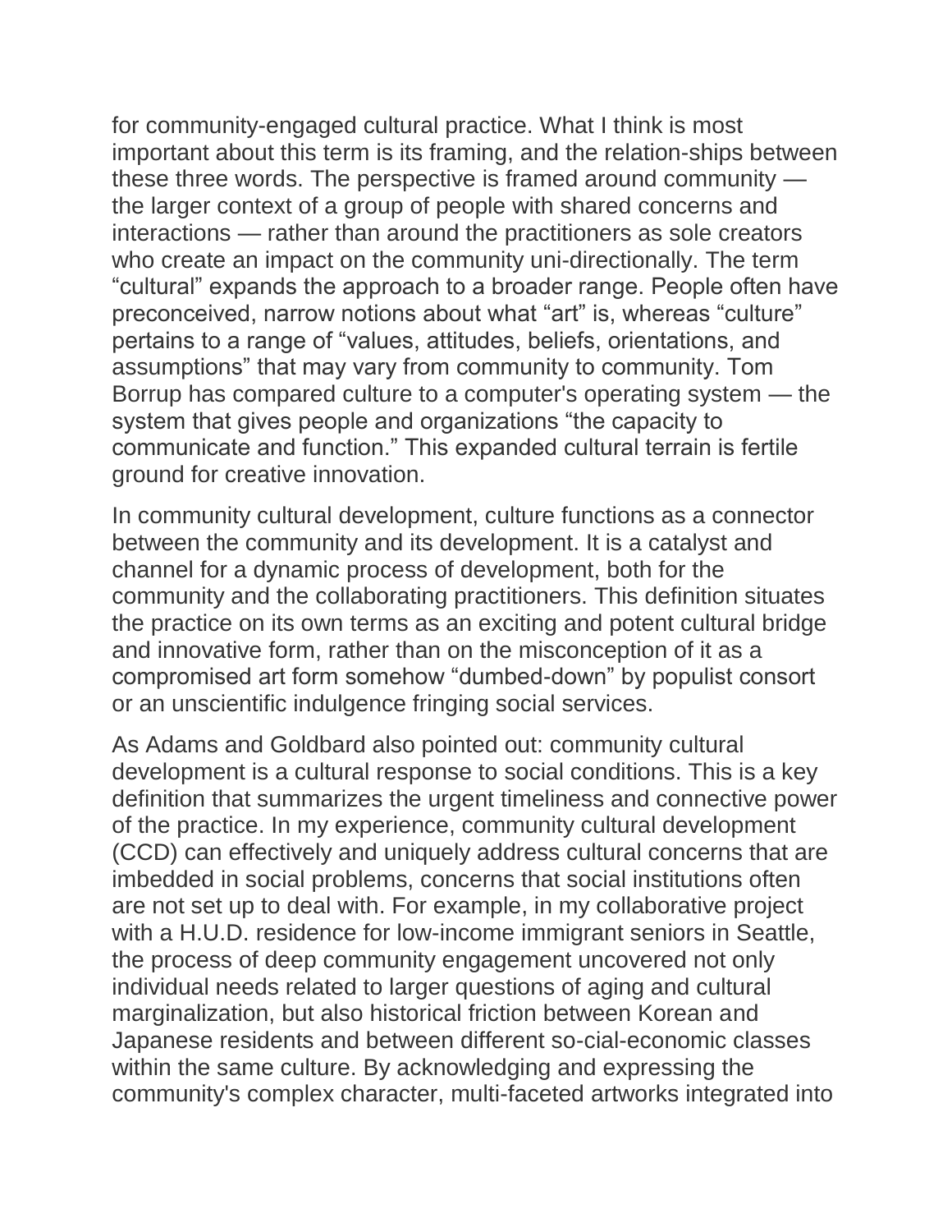for community-engaged cultural practice. What I think is most important about this term is its framing, and the relation-ships between these three words. The perspective is framed around community — the larger context of a group of people with shared concerns and interactions — rather than around the practitioners as sole creators who create an impact on the community uni-directionally. The term “cultural” expands the approach to a broader range. People often have preconceived, narrow notions about what “art” is, whereas “culture” pertains to a range of “values, attitudes, beliefs, orientations, and assumptions” that may vary from community to community. Tom Borrup has compared culture to a computer's operating system — the system that gives people and organizations “the capacity to communicate and function.” This expanded cultural terrain is fertile ground for creative innovation.

In community cultural development, culture functions as a connector between the community and its development. It is a catalyst and channel for a dynamic process of development, both for the community and the collaborating practitioners. This definition situates the practice on its own terms as an exciting and potent cultural bridge and innovative form, rather than on the misconception of it as a compromised art form somehow “dumbed-down” by populist consort or an unscientific indulgence fringing social services.

As Adams and Goldbard also pointed out: community cultural development is a cultural response to social conditions. This is a key definition that summarizes the urgent timeliness and connective power of the practice. In my experience, community cultural development (CCD) can effectively and uniquely address cultural concerns that are imbedded in social problems, concerns that social institutions often are not set up to deal with. For example, in my collaborative project with a H.U.D. residence for low-income immigrant seniors in Seattle, the process of deep community engagement uncovered not only individual needs related to larger questions of aging and cultural marginalization, but also historical friction between Korean and Japanese residents and between different so-cial-economic classes within the same culture. By acknowledging and expressing the community's complex character, multi-faceted artworks integrated into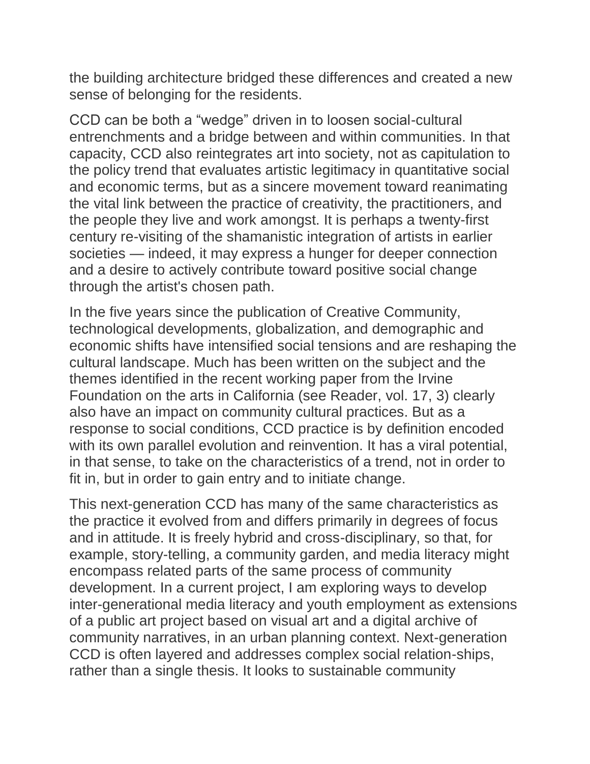the building architecture bridged these differences and created a new sense of belonging for the residents.

CCD can be both a “wedge” driven in to loosen social-cultural entrenchments and a bridge between and within communities. In that capacity, CCD also reintegrates art into society, not as capitulation to the policy trend that evaluates artistic legitimacy in quantitative social and economic terms, but as a sincere movement toward reanimating the vital link between the practice of creativity, the practitioners, and the people they live and work amongst. It is perhaps a twenty-first century re-visiting of the shamanistic integration of artists in earlier societies — indeed, it may express a hunger for deeper connection and a desire to actively contribute toward positive social change through the artist's chosen path.

In the five years since the publication of Creative Community, technological developments, globalization, and demographic and economic shifts have intensified social tensions and are reshaping the cultural landscape. Much has been written on the subject and the themes identified in the recent working paper from the Irvine Foundation on the arts in California (see Reader, vol. 17, 3) clearly also have an impact on community cultural practices. But as a response to social conditions, CCD practice is by definition encoded with its own parallel evolution and reinvention. It has a viral potential, in that sense, to take on the characteristics of a trend, not in order to fit in, but in order to gain entry and to initiate change.

This next-generation CCD has many of the same characteristics as the practice it evolved from and differs primarily in degrees of focus and in attitude. It is freely hybrid and cross-disciplinary, so that, for example, story-telling, a community garden, and media literacy might encompass related parts of the same process of community development. In a current project, I am exploring ways to develop inter-generational media literacy and youth employment as extensions of a public art project based on visual art and a digital archive of community narratives, in an urban planning context. Next-generation CCD is often layered and addresses complex social relation-ships, rather than a single thesis. It looks to sustainable community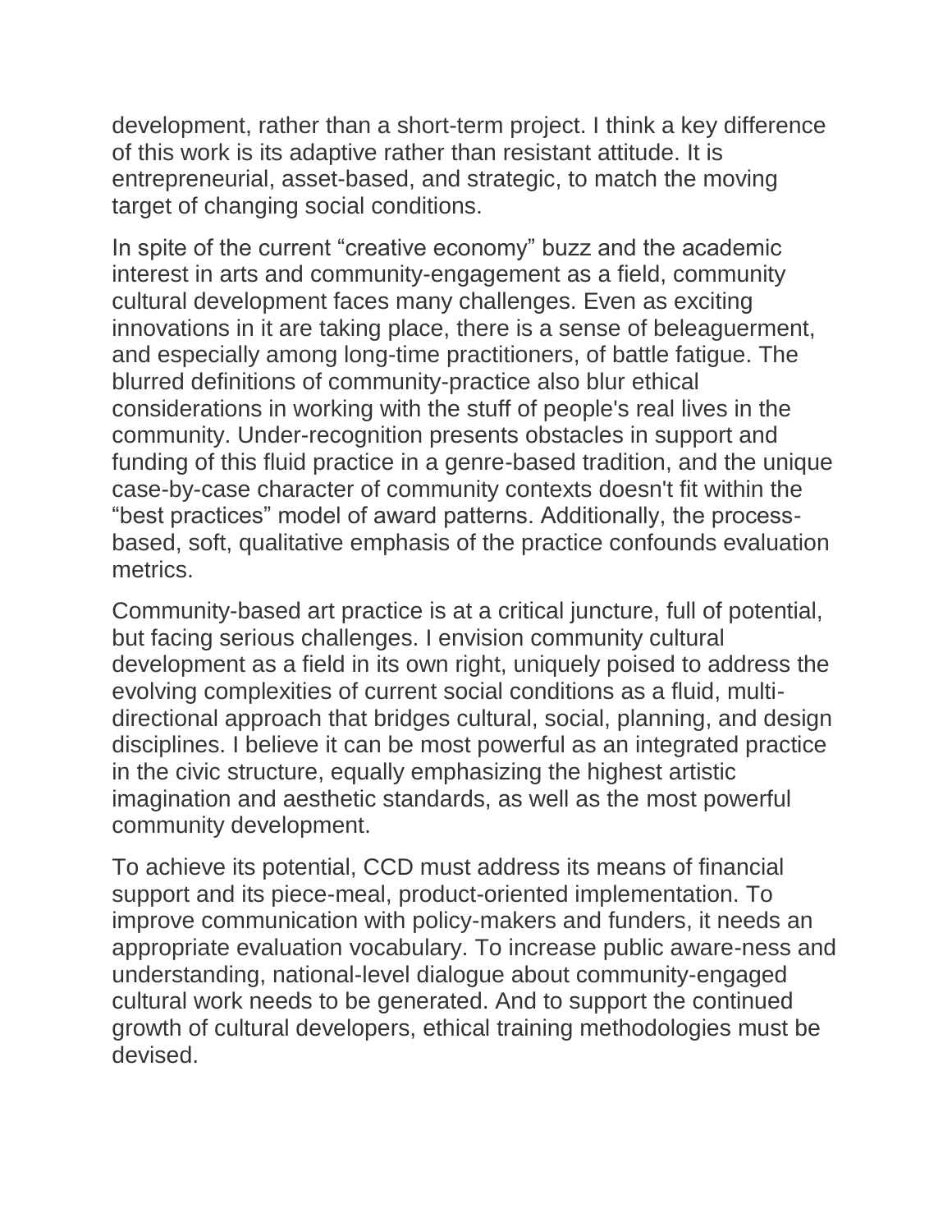development, rather than a short-term project. I think a key difference of this work is its adaptive rather than resistant attitude. It is entrepreneurial, asset-based, and strategic, to match the moving target of changing social conditions.

In spite of the current “creative economy” buzz and the academic interest in arts and community-engagement as a field, community cultural development faces many challenges. Even as exciting innovations in it are taking place, there is a sense of beleaguerment, and especially among long-time practitioners, of battle fatigue. The blurred definitions of community-practice also blur ethical considerations in working with the stuff of people's real lives in the community. Under-recognition presents obstacles in support and funding of this fluid practice in a genre-based tradition, and the unique case-by-case character of community contexts doesn't fit within the “best practices” model of award patterns. Additionally, the process-based, soft, qualitative emphasis of the practice confounds evaluation metrics.

Community-based art practice is at a critical juncture, full of potential, but facing serious challenges. I envision community cultural development as a field in its own right, uniquely poised to address the evolving complexities of current social conditions as a fluid, multi-directional approach that bridges cultural, social, planning, and design disciplines. I believe it can be most powerful as an integrated practice in the civic structure, equally emphasizing the highest artistic imagination and aesthetic standards, as well as the most powerful community development.

To achieve its potential, CCD must address its means of financial support and its piece-meal, product-oriented implementation. To improve communication with policy-makers and funders, it needs an appropriate evaluation vocabulary. To increase public aware-ness and understanding, national-level dialogue about community-engaged cultural work needs to be generated. And to support the continued growth of cultural developers, ethical training methodologies must be devised.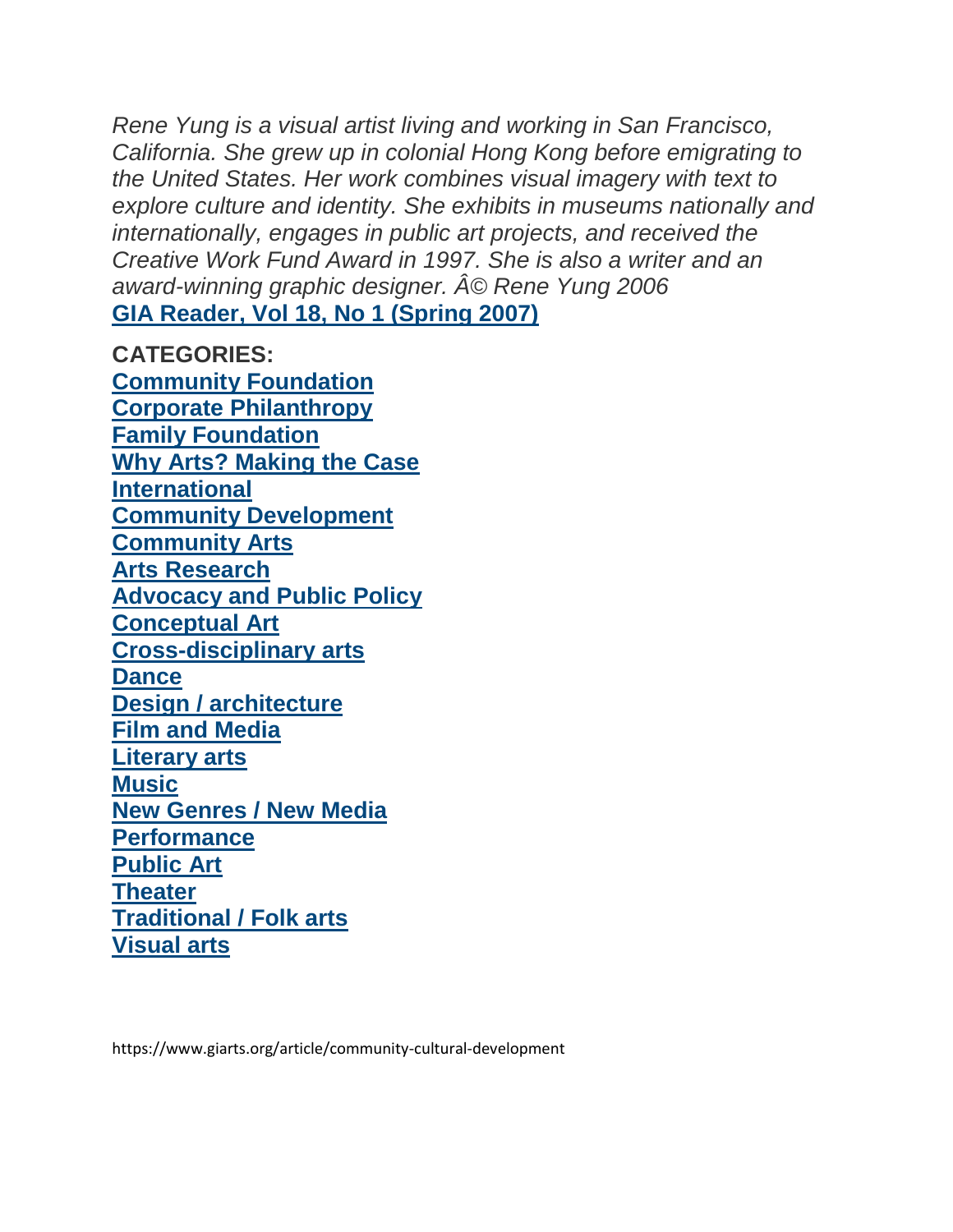*Rene Yung is a visual artist living and working in San Francisco, California. She grew up in colonial Hong Kong before emigrating to the United States. Her work combines visual imagery with text to explore culture and identity. She exhibits in museums nationally and internationally, engages in public art projects, and received the Creative Work Fund Award in 1997. She is also a writer and an award-winning graphic designer. Â© Rene Yung 2006*

**GIA Reader, Vol 18, No 1 (Spring 2007)**

**CATEGORIES:**

**Community Foundation**
**Corporate Philanthropy**
**Family Foundation**
**Why Arts? Making the Case**
**International**
**Community Development**
**Community Arts**
**Arts Research**
**Advocacy and Public Policy**
**Conceptual Art**
**Cross-disciplinary arts**
**Dance**
**Design / architecture**
**Film and Media**
**Literary arts**
**Music**
**New Genres / New Media**
**Performance**
**Public Art**
**Theater**
**Traditional / Folk arts**
**Visual arts**

https://www.giarts.org/article/community-cultural-development